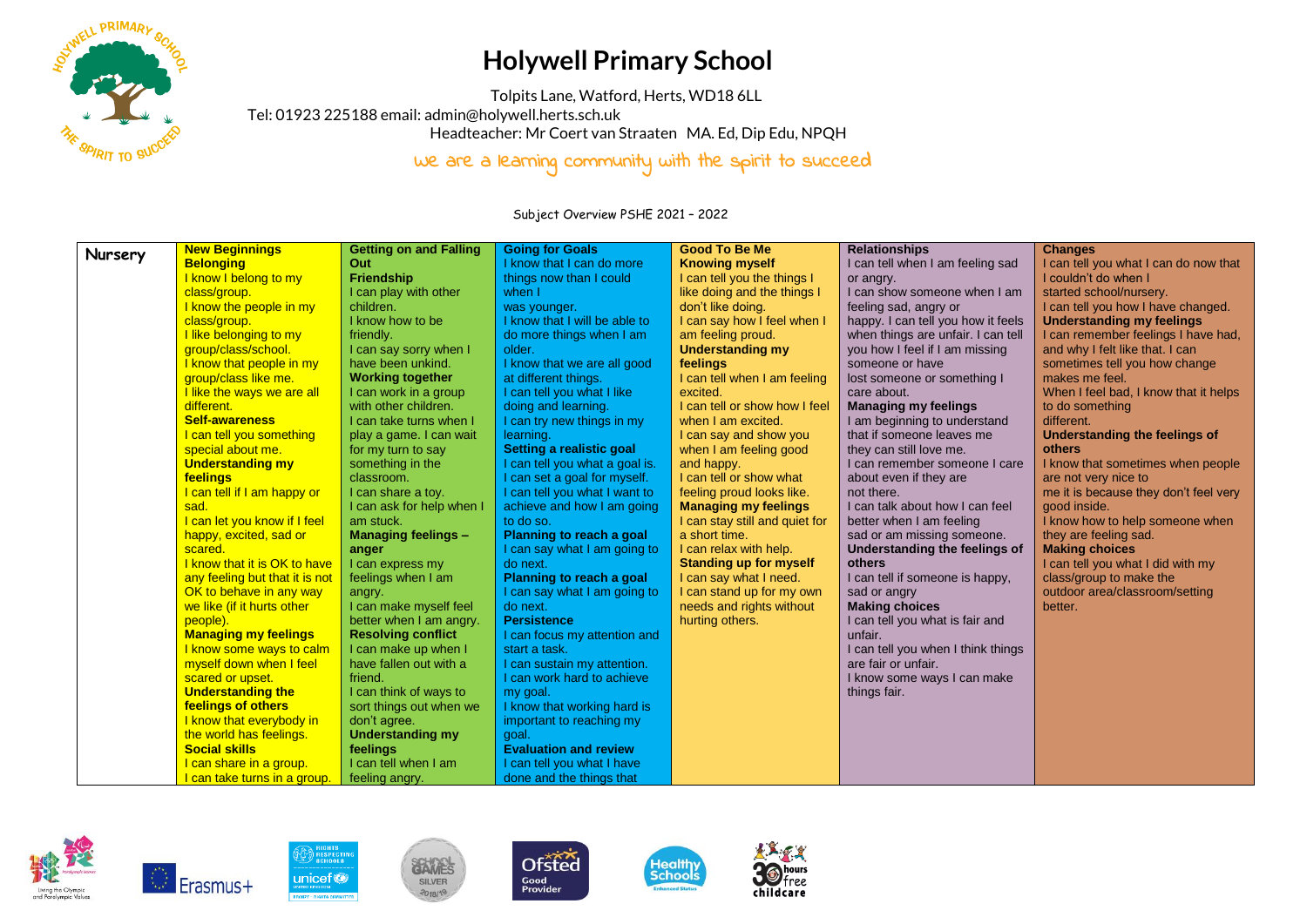# Holywell Primary School

Tolpits Lane, Watford, Herts, WD18 6LL

Tel: 01923 225188 email: admin@holywell.herts.sch.uk

Headteacher: Mr Coert van Straaten MA. Ed, Dip Edu, NPQH

We are a learning community with the spirit to succeed

Subject Overview PSHE 2021 – 2022

| | | | | | | |
|---|---|---|---|---|---|---|
| **Nursery** | **New Beginnings**<br>**Belonging**<br>I know I belong to my class/group.<br>I know the people in my class/group.<br>I like belonging to my group/class/school.<br>I know that people in my group/class like me.<br>I like the ways we are all different.<br>**Self-awareness**<br>I can tell you something special about me.<br>**Understanding my feelings**<br>I can tell if I am happy or sad.<br>I can let you know if I feel happy, excited, sad or scared.<br>I know that it is OK to have any feeling but that it is not OK to behave in any way we like (if it hurts other people).<br>**Managing my feelings**<br>I know some ways to calm myself down when I feel scared or upset.<br>**Understanding the feelings of others**<br>I know that everybody in the world has feelings.<br>**Social skills**<br>I can share in a group.<br>I can take turns in a group. | **Getting on and Falling Out**<br>**Friendship**<br>I can play with other children.<br>I know how to be friendly.<br>I can say sorry when I have been unkind.<br>**Working together**<br>I can work in a group with other children.<br>I can take turns when I play a game. I can wait for my turn to say something in the classroom.<br>I can share a toy.<br>I can ask for help when I am stuck.<br>**Managing feelings – anger**<br>I can express my feelings when I am angry.<br>I can make myself feel better when I am angry.<br>**Resolving conflict**<br>I can make up when I have fallen out with a friend.<br>I can think of ways to sort things out when we don't agree.<br>**Understanding my feelings**<br>I can tell when I am feeling angry. | **Going for Goals**<br>I know that I can do more things now than I could when I was younger.<br>I know that I will be able to do more things when I am older.<br>I know that we are all good at different things.<br>I can tell you what I like doing and learning.<br>I can try new things in my learning.<br>**Setting a realistic goal**<br>I can tell you what a goal is.<br>I can set a goal for myself.<br>I can tell you what I want to achieve and how I am going to do so.<br>**Planning to reach a goal**<br>I can say what I am going to do next.<br>**Planning to reach a goal**<br>I can say what I am going to do next.<br>**Persistence**<br>I can focus my attention and start a task.<br>I can sustain my attention.<br>I can work hard to achieve my goal.<br>I know that working hard is important to reaching my goal.<br>**Evaluation and review**<br>I can tell you what I have done and the things that | **Good To Be Me**<br>**Knowing myself**<br>I can tell you the things I like doing and the things I don't like doing.<br>I can say how I feel when I am feeling proud.<br>**Understanding my feelings**<br>I can tell when I am feeling excited.<br>I can tell or show how I feel when I am excited.<br>I can say and show you when I am feeling good and happy.<br>I can tell or show what feeling proud looks like.<br>**Managing my feelings**<br>I can stay still and quiet for a short time.<br>I can relax with help.<br>**Standing up for myself**<br>I can say what I need.<br>I can stand up for my own needs and rights without hurting others. | **Relationships**<br>I can tell when I am feeling sad or angry.<br>I can show someone when I am feeling sad, angry or happy. I can tell you how it feels when things are unfair. I can tell you how I feel if I am missing someone or have lost someone or something I care about.<br>**Managing my feelings**<br>I am beginning to understand that if someone leaves me they can still love me.<br>I can remember someone I care about even if they are not there.<br>I can talk about how I can feel better when I am feeling sad or am missing someone.<br>**Understanding the feelings of others**<br>I can tell if someone is happy, sad or angry<br>**Making choices**<br>I can tell you what is fair and unfair.<br>I can tell you when I think things are fair or unfair.<br>I know some ways I can make things fair. | **Changes**<br>I can tell you what I can do now that I couldn't do when I started school/nursery.<br>I can tell you how I have changed.<br>**Understanding my feelings**<br>I can remember feelings I have had, and why I felt like that. I can sometimes tell you how change makes me feel.<br>When I feel bad, I know that it helps to do something different.<br>**Understanding the feelings of others**<br>I know that sometimes when people are not very nice to me it is because they don't feel very good inside.<br>I know how to help someone when they are feeling sad.<br>**Making choices**<br>I can tell you what I did with my class/group to make the outdoor area/classroom/setting better. |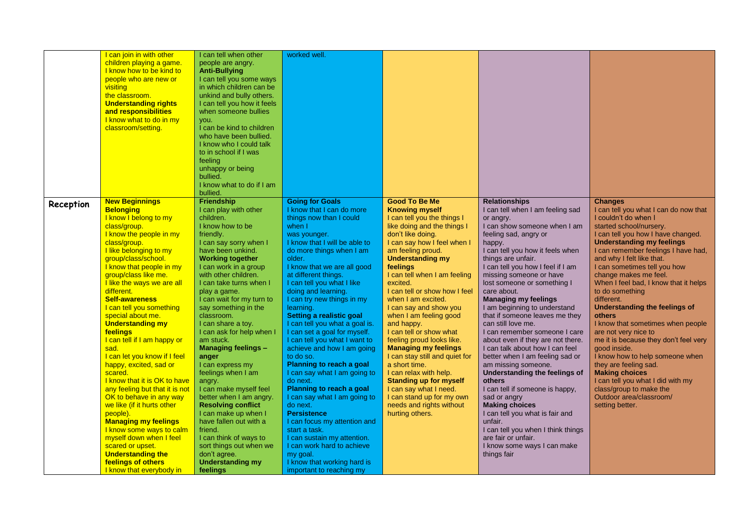| | | | | | | |
|---|---|---|---|---|---|---|
| | I can join in with other children playing a game.<br>I know how to be kind to people who are new or visiting the classroom.<br>**Understanding rights and responsibilities**<br>I know what to do in my classroom/setting. | I can tell when other people are angry.<br>**Anti-Bullying**<br>I can tell you some ways in which children can be unkind and bully others.<br>I can tell you how it feels when someone bullies you.<br>I can be kind to children who have been bullied.<br>I know who I could talk to in school if I was feeling unhappy or being bullied.<br>I know what to do if I am bullied. | worked well. | | | |
| **Reception** | **New Beginnings**<br>**Belonging**<br>I know I belong to my class/group.<br>I know the people in my class/group.<br>I like belonging to my group/class/school.<br>I know that people in my group/class like me.<br>I like the ways we are all different.<br>**Self-awareness**<br>I can tell you something special about me.<br>**Understanding my feelings**<br>I can tell if I am happy or sad.<br>I can let you know if I feel happy, excited, sad or scared.<br>I know that it is OK to have any feeling but that it is not OK to behave in any way we like (if it hurts other people).<br>**Managing my feelings**<br>I know some ways to calm myself down when I feel scared or upset.<br>**Understanding the feelings of others**<br>I know that everybody in | **Friendship**<br>I can play with other children.<br>I know how to be friendly.<br>I can say sorry when I have been unkind.<br>**Working together**<br>I can work in a group with other children.<br>I can take turns when I play a game.<br>I can wait for my turn to say something in the classroom.<br>I can share a toy.<br>I can ask for help when I am stuck.<br>**Managing feelings – anger**<br>I can express my feelings when I am angry.<br>I can make myself feel better when I am angry.<br>**Resolving conflict**<br>I can make up when I have fallen out with a friend.<br>I can think of ways to sort things out when we don't agree.<br>**Understanding my feelings** | **Going for Goals**<br>I know that I can do more things now than I could when I was younger.<br>I know that I will be able to do more things when I am older.<br>I know that we are all good at different things.<br>I can tell you what I like doing and learning.<br>I can try new things in my learning.<br>**Setting a realistic goal**<br>I can tell you what a goal is.<br>I can set a goal for myself.<br>I can tell you what I want to achieve and how I am going to do so.<br>**Planning to reach a goal**<br>I can say what I am going to do next.<br>**Planning to reach a goal**<br>I can say what I am going to do next.<br>**Persistence**<br>I can focus my attention and start a task.<br>I can sustain my attention.<br>I can work hard to achieve my goal.<br>I know that working hard is important to reaching my | **Good To Be Me**<br>**Knowing myself**<br>I can tell you the things I like doing and the things I don't like doing.<br>I can say how I feel when I am feeling proud.<br>**Understanding my feelings**<br>I can tell when I am feeling excited.<br>I can tell or show how I feel when I am excited.<br>I can say and show you when I am feeling good and happy.<br>I can tell or show what feeling proud looks like.<br>**Managing my feelings**<br>I can stay still and quiet for a short time.<br>I can relax with help.<br>**Standing up for myself**<br>I can say what I need.<br>I can stand up for my own needs and rights without hurting others. | **Relationships**<br>I can tell when I am feeling sad or angry.<br>I can show someone when I am feeling sad, angry or happy.<br>I can tell you how it feels when things are unfair.<br>I can tell you how I feel if I am missing someone or have lost someone or something I care about.<br>**Managing my feelings**<br>I am beginning to understand that if someone leaves me they can still love me.<br>I can remember someone I care about even if they are not there.<br>I can talk about how I can feel better when I am feeling sad or am missing someone.<br>**Understanding the feelings of others**<br>I can tell if someone is happy, sad or angry<br>**Making choices**<br>I can tell you what is fair and unfair.<br>I can tell you when I think things are fair or unfair.<br>I know some ways I can make things fair | **Changes**<br>I can tell you what I can do now that I couldn't do when I started school/nursery.<br>I can tell you how I have changed.<br>**Understanding my feelings**<br>I can remember feelings I have had, and why I felt like that.<br>I can sometimes tell you how change makes me feel.<br>When I feel bad, I know that it helps to do something different.<br>**Understanding the feelings of others**<br>I know that sometimes when people are not very nice to me it is because they don't feel very good inside.<br>I know how to help someone when they are feeling sad.<br>**Making choices**<br>I can tell you what I did with my class/group to make the Outdoor area/classroom/ setting better. |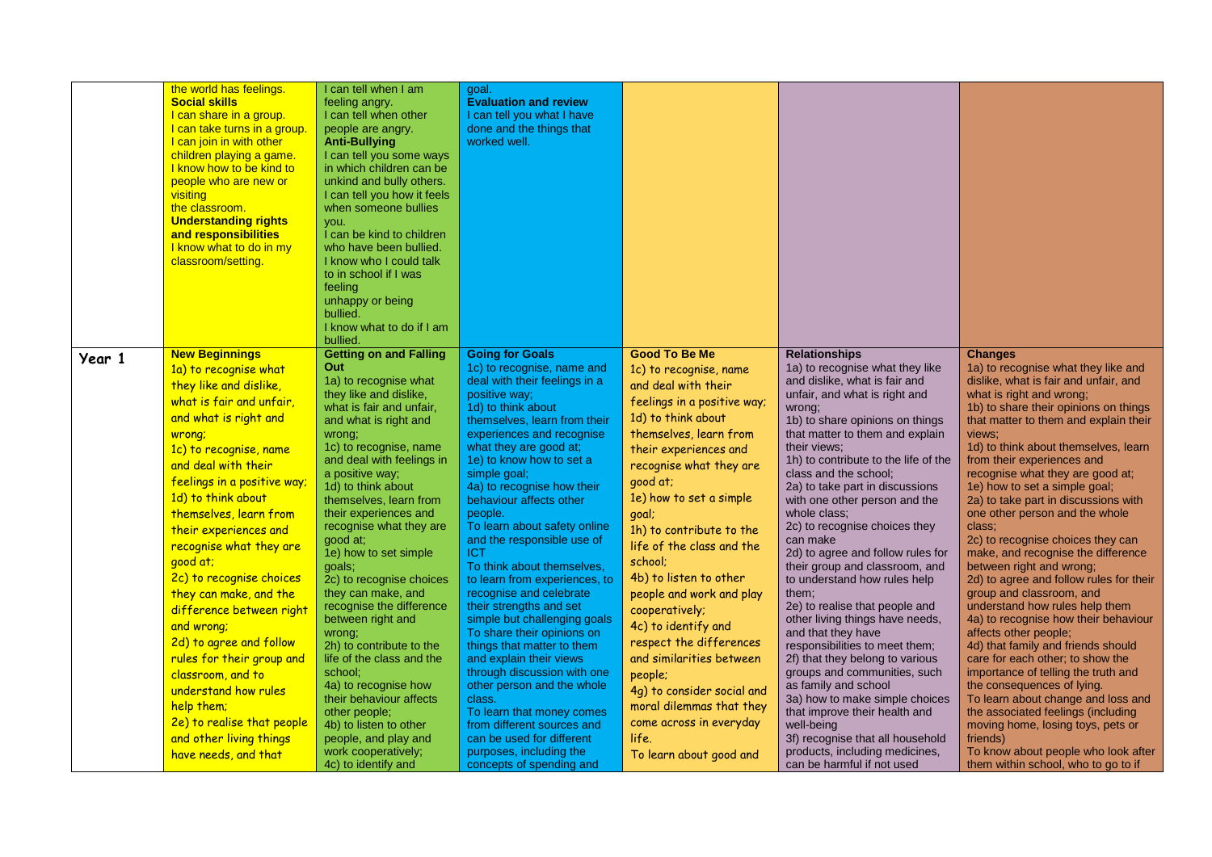| | | | | | | |
|---|---|---|---|---|---|---|
| | the world has feelings.<br>**Social skills**<br>I can share in a group.<br>I can take turns in a group.<br>I can join in with other children playing a game.<br>I know how to be kind to people who are new or visiting the classroom.<br>**Understanding rights and responsibilities**<br>I know what to do in my classroom/setting. | I can tell when I am feeling angry.<br>I can tell when other people are angry.<br>**Anti-Bullying**<br>I can tell you some ways in which children can be unkind and bully others.<br>I can tell you how it feels when someone bullies you.<br>I can be kind to children who have been bullied.<br>I know who I could talk to in school if I was feeling unhappy or being bullied.<br>I know what to do if I am bullied. | goal.<br>**Evaluation and review**<br>I can tell you what I have done and the things that worked well. | | | |
| **Year 1** | **New Beginnings**<br>1a) to recognise what they like and dislike, what is fair and unfair, and what is right and wrong;<br>1c) to recognise, name and deal with their feelings in a positive way;<br>1d) to think about themselves, learn from their experiences and recognise what they are good at;<br>2c) to recognise choices they can make, and the difference between right and wrong;<br>2d) to agree and follow rules for their group and classroom, and to understand how rules help them;<br>2e) to realise that people and other living things have needs, and that | **Getting on and Falling Out**<br>1a) to recognise what they like and dislike, what is fair and unfair, and what is right and wrong;<br>1c) to recognise, name and deal with feelings in a positive way;<br>1d) to think about themselves, learn from their experiences and recognise what they are good at;<br>1e) how to set simple goals;<br>2c) to recognise choices they can make, and recognise the difference between right and wrong;<br>2h) to contribute to the life of the class and the school;<br>4a) to recognise how their behaviour affects other people;<br>4b) to listen to other people, and play and work cooperatively;<br>4c) to identify and | **Going for Goals**<br>1c) to recognise, name and deal with their feelings in a positive way;<br>1d) to think about themselves, learn from their experiences and recognise what they are good at;<br>1e) to know how to set a simple goal;<br>4a) to recognise how their behaviour affects other people.<br>To learn about safety online and the responsible use of ICT<br>To think about themselves, to learn from experiences, to recognise and celebrate their strengths and set simple but challenging goals<br>To share their opinions on things that matter to them and explain their views through discussion with one other person and the whole class.<br>To learn that money comes from different sources and can be used for different purposes, including the concepts of spending and | **Good To Be Me**<br>1c) to recognise, name and deal with their feelings in a positive way;<br>1d) to think about themselves, learn from their experiences and recognise what they are good at;<br>1e) how to set a simple goal;<br>1h) to contribute to the life of the class and the school;<br>4b) to listen to other people and work and play cooperatively;<br>4c) to identify and respect the differences and similarities between people;<br>4g) to consider social and moral dilemmas that they come across in everyday life.<br>To learn about good and | **Relationships**<br>1a) to recognise what they like and dislike, what is fair and unfair, and what is right and wrong;<br>1b) to share opinions on things that matter to them and explain their views;<br>1h) to contribute to the life of the class and the school;<br>2a) to take part in discussions with one other person and the whole class;<br>2c) to recognise choices they can make<br>2d) to agree and follow rules for their group and classroom, and to understand how rules help them;<br>2e) to realise that people and other living things have needs, and that they have responsibilities to meet them;<br>2f) that they belong to various groups and communities, such as family and school<br>3a) how to make simple choices that improve their health and well-being<br>3f) recognise that all household products, including medicines, can be harmful if not used | **Changes**<br>1a) to recognise what they like and dislike, what is fair and unfair, and what is right and wrong;<br>1b) to share their opinions on things that matter to them and explain their views;<br>1d) to think about themselves, learn from their experiences and recognise what they are good at;<br>1e) how to set a simple goal;<br>2a) to take part in discussions with one other person and the whole class;<br>2c) to recognise choices they can make, and recognise the difference between right and wrong;<br>2d) to agree and follow rules for their group and classroom, and understand how rules help them<br>4a) to recognise how their behaviour affects other people;<br>4d) that family and friends should care for each other; to show the importance of telling the truth and the consequences of lying.<br>To learn about change and loss and the associated feelings (including moving home, losing toys, pets or friends)<br>To know about people who look after them within school, who to go to if |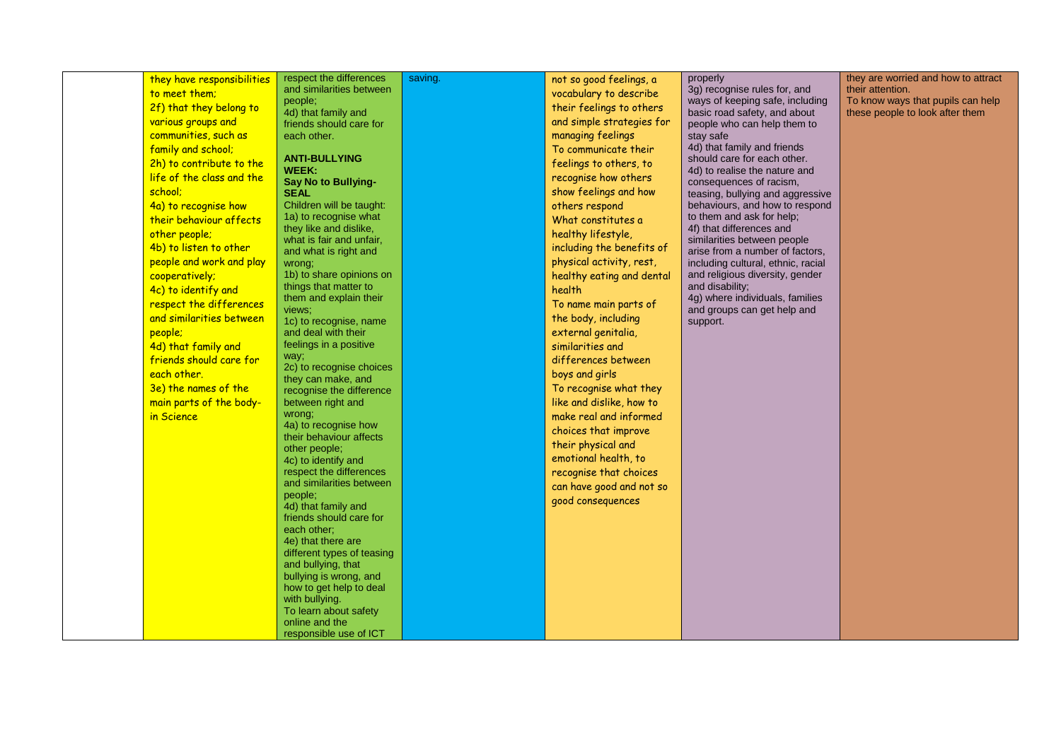| | | | | | | |
|---|---|---|---|---|---|---|
| | they have responsibilities to meet them;<br>2f) that they belong to various groups and communities, such as family and school;<br>2h) to contribute to the life of the class and the school;<br>4a) to recognise how their behaviour affects other people;<br>4b) to listen to other people and work and play cooperatively;<br>4c) to identify and respect the differences and similarities between people;<br>4d) that family and friends should care for each other.<br>3e) the names of the main parts of the body- in Science | respect the differences and similarities between people;<br>4d) that family and friends should care for each other.<br><br>**ANTI-BULLYING WEEK:**<br>**Say No to Bullying- SEAL**<br>Children will be taught:<br>1a) to recognise what they like and dislike, what is fair and unfair, and what is right and wrong;<br>1b) to share opinions on things that matter to them and explain their views;<br>1c) to recognise, name and deal with their feelings in a positive way;<br>2c) to recognise choices they can make, and recognise the difference between right and wrong;<br>4a) to recognise how their behaviour affects other people;<br>4c) to identify and respect the differences and similarities between people;<br>4d) that family and friends should care for each other;<br>4e) that there are different types of teasing and bullying, that bullying is wrong, and how to get help to deal with bullying.<br>To learn about safety online and the responsible use of ICT | saving. | not so good feelings, a vocabulary to describe their feelings to others and simple strategies for managing feelings<br>To communicate their feelings to others, to recognise how others show feelings and how others respond<br>What constitutes a healthy lifestyle, including the benefits of physical activity, rest, healthy eating and dental health<br>To name main parts of the body, including external genitalia, similarities and differences between boys and girls<br>To recognise what they like and dislike, how to make real and informed choices that improve their physical and emotional health, to recognise that choices can have good and not so good consequences | properly<br>3g) recognise rules for, and ways of keeping safe, including basic road safety, and about people who can help them to stay safe<br>4d) that family and friends should care for each other.<br>4d) to realise the nature and consequences of racism, teasing, bullying and aggressive behaviours, and how to respond to them and ask for help;<br>4f) that differences and similarities between people arise from a number of factors, including cultural, ethnic, racial and religious diversity, gender and disability;<br>4g) where individuals, families and groups can get help and support. | they are worried and how to attract their attention.<br>To know ways that pupils can help these people to look after them |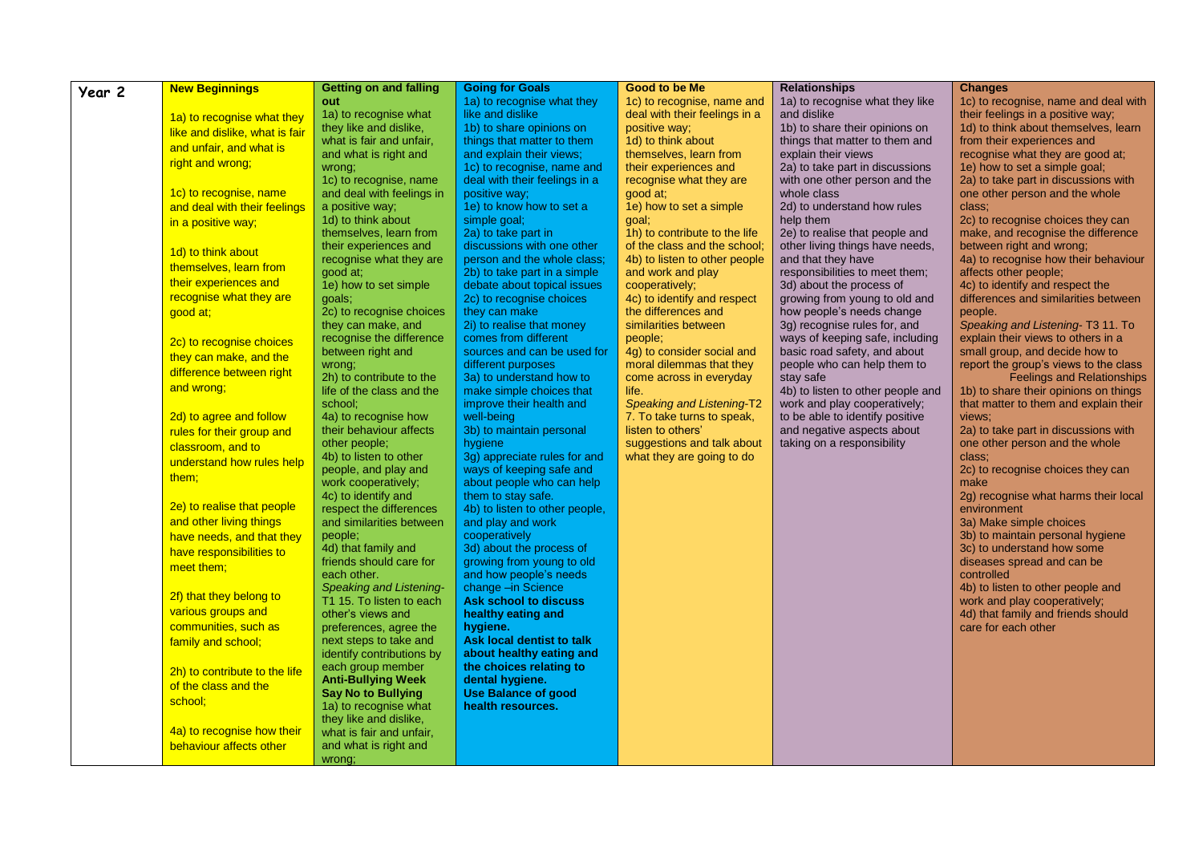| Year 2 | New Beginnings | Getting on and falling out | Going for Goals | Good to be Me | Relationships | Changes |
|---|---|---|---|---|---|---|
| | 1a) to recognise what they like and dislike, what is fair and unfair, and what is right and wrong;<br><br>1c) to recognise, name and deal with their feelings in a positive way;<br><br>1d) to think about themselves, learn from their experiences and recognise what they are good at;<br><br>2c) to recognise choices they can make, and the difference between right and wrong;<br><br>2d) to agree and follow rules for their group and classroom, and to understand how rules help them;<br><br>2e) to realise that people and other living things have needs, and that they have responsibilities to meet them;<br><br>2f) that they belong to various groups and communities, such as family and school;<br><br>2h) to contribute to the life of the class and the school;<br><br>4a) to recognise how their behaviour affects other | 1a) to recognise what they like and dislike, what is fair and unfair, and what is right and wrong;<br>1c) to recognise, name and deal with feelings in a positive way;<br>1d) to think about themselves, learn from their experiences and recognise what they are good at;<br>1e) how to set simple goals;<br>2c) to recognise choices they can make, and recognise the difference between right and wrong;<br>2h) to contribute to the life of the class and the school;<br>4a) to recognise how their behaviour affects other people;<br>4b) to listen to other people, and play and work cooperatively;<br>4c) to identify and respect the differences and similarities between people;<br>4d) that family and friends should care for each other.<br>*Speaking and Listening-* T1 15. To listen to each other's views and preferences, agree the next steps to take and identify contributions by each group member<br>**Anti-Bullying Week**<br>**Say No to Bullying**<br>1a) to recognise what they like and dislike, what is fair and unfair, and what is right and wrong; | 1a) to recognise what they like and dislike<br>1b) to share opinions on things that matter to them and explain their views;<br>1c) to recognise, name and deal with their feelings in a positive way;<br>1e) to know how to set a simple goal;<br>2a) to take part in discussions with one other person and the whole class;<br>2b) to take part in a simple debate about topical issues<br>2c) to recognise choices they can make<br>2i) to realise that money comes from different sources and can be used for different purposes<br>3a) to understand how to make simple choices that improve their health and well-being<br>3b) to maintain personal hygiene<br>3g) appreciate rules for and ways of keeping safe and about people who can help them to stay safe.<br>4b) to listen to other people, and play and work cooperatively<br>3d) about the process of growing from young to old and how people's needs change –in Science<br>**Ask school to discuss healthy eating and hygiene.**<br>**Ask local dentist to talk about healthy eating and the choices relating to dental hygiene.**<br>**Use Balance of good health resources.** | 1c) to recognise, name and deal with their feelings in a positive way;<br>1d) to think about themselves, learn from their experiences and recognise what they are good at;<br>1e) how to set a simple goal;<br>1h) to contribute to the life of the class and the school;<br>4b) to listen to other people and work and play cooperatively;<br>4c) to identify and respect the differences and similarities between people;<br>4g) to consider social and moral dilemmas that they come across in everyday life.<br>*Speaking and Listening*-T2 7. To take turns to speak, listen to others' suggestions and talk about what they are going to do | 1a) to recognise what they like and dislike<br>1b) to share their opinions on things that matter to them and explain their views<br>2a) to take part in discussions with one other person and the whole class<br>2d) to understand how rules help them<br>2e) to realise that people and other living things have needs, and that they have responsibilities to meet them;<br>3d) about the process of growing from young to old and how people's needs change<br>3g) recognise rules for, and ways of keeping safe, including basic road safety, and about people who can help them to stay safe<br>4b) to listen to other people and work and play cooperatively;<br>to be able to identify positive and negative aspects about taking on a responsibility | 1c) to recognise, name and deal with their feelings in a positive way;<br>1d) to think about themselves, learn from their experiences and recognise what they are good at;<br>1e) how to set a simple goal;<br>2a) to take part in discussions with one other person and the whole class;<br>2c) to recognise choices they can make, and recognise the difference between right and wrong;<br>4a) to recognise how their behaviour affects other people;<br>4c) to identify and respect the differences and similarities between people.<br>*Speaking and Listening-* T3 11. To explain their views to others in a small group, and decide how to report the group's views to the class<br>Feelings and Relationships<br>1b) to share their opinions on things that matter to them and explain their views;<br>2a) to take part in discussions with one other person and the whole class;<br>2c) to recognise choices they can make<br>2g) recognise what harms their local environment<br>3a) Make simple choices<br>3b) to maintain personal hygiene<br>3c) to understand how some diseases spread and can be controlled<br>4b) to listen to other people and work and play cooperatively;<br>4d) that family and friends should care for each other |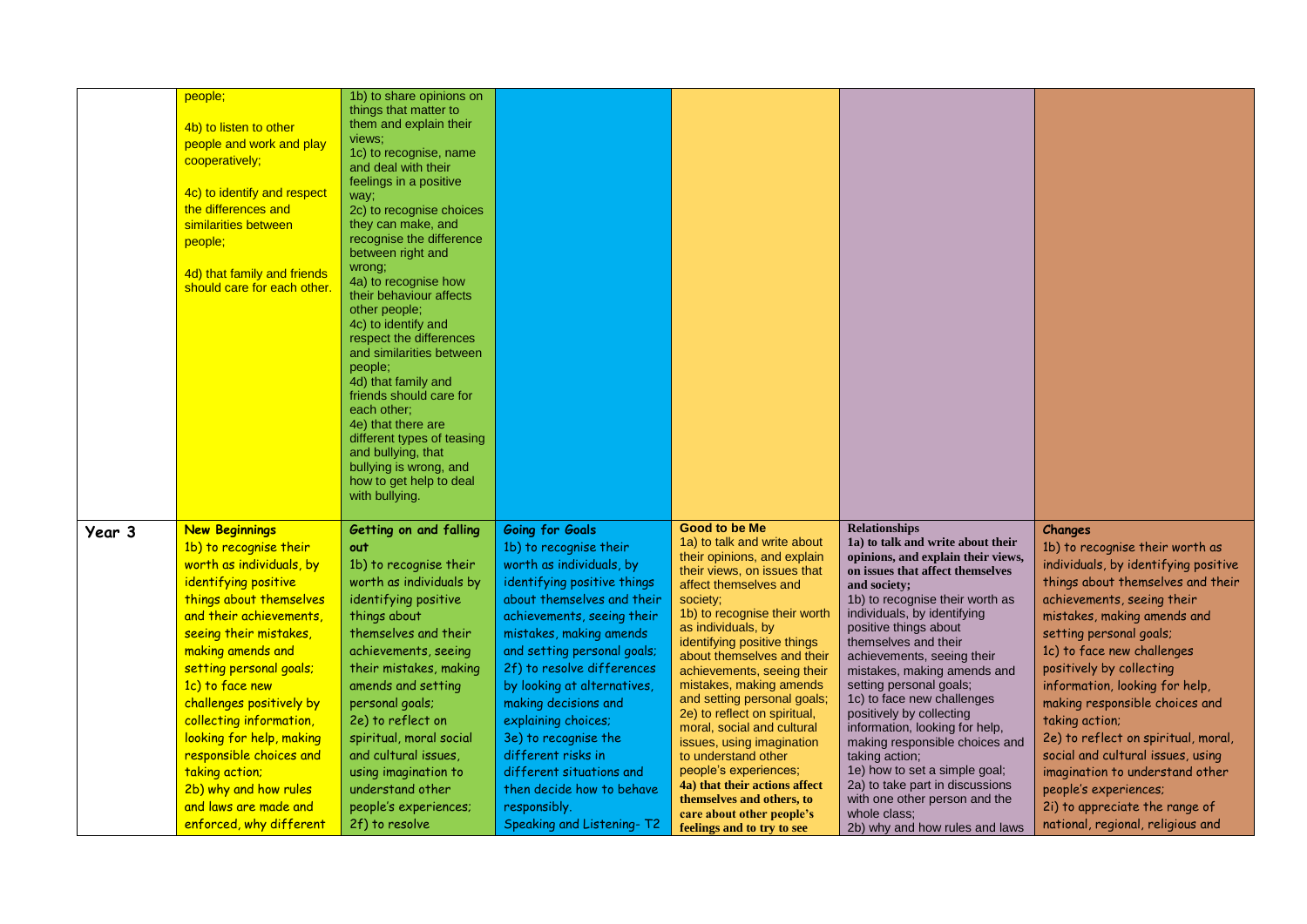| | | | | | | |
|---|---|---|---|---|---|---|
| | people;<br><br>4b) to listen to other people and work and play cooperatively;<br><br>4c) to identify and respect the differences and similarities between people;<br><br>4d) that family and friends should care for each other. | 1b) to share opinions on things that matter to them and explain their views;<br>1c) to recognise, name and deal with their feelings in a positive way;<br>2c) to recognise choices they can make, and recognise the difference between right and wrong;<br>4a) to recognise how their behaviour affects other people;<br>4c) to identify and respect the differences and similarities between people;<br>4d) that family and friends should care for each other;<br>4e) that there are different types of teasing and bullying, that bullying is wrong, and how to get help to deal with bullying. | | | | |
| **Year 3** | **New Beginnings**<br>1b) to recognise their worth as individuals, by identifying positive things about themselves and their achievements, seeing their mistakes, making amends and setting personal goals;<br>1c) to face new challenges positively by collecting information, looking for help, making responsible choices and taking action;<br>2b) why and how rules and laws are made and enforced, why different | **Getting on and falling out**<br>1b) to recognise their worth as individuals by identifying positive things about themselves and their achievements, seeing their mistakes, making amends and setting personal goals;<br>2e) to reflect on spiritual, moral social and cultural issues, using imagination to understand other people's experiences;<br>2f) to resolve | **Going for Goals**<br>1b) to recognise their worth as individuals, by identifying positive things about themselves and their achievements, seeing their mistakes, making amends and setting personal goals;<br>2f) to resolve differences by looking at alternatives, making decisions and explaining choices;<br>3e) to recognise the different risks in different situations and then decide how to behave responsibly.<br>Speaking and Listening- T2 | **Good to be Me**<br>1a) to talk and write about their opinions, and explain their views, on issues that affect themselves and society;<br>1b) to recognise their worth as individuals, by identifying positive things about themselves and their achievements, seeing their mistakes, making amends and setting personal goals;<br>2e) to reflect on spiritual, moral, social and cultural issues, using imagination to understand other people's experiences;<br>**4a) that their actions affect themselves and others, to care about other people's feelings and to try to see** | **Relationships**<br>**1a) to talk and write about their opinions, and explain their views, on issues that affect themselves and society;**<br>1b) to recognise their worth as individuals, by identifying positive things about themselves and their achievements, seeing their mistakes, making amends and setting personal goals;<br>1c) to face new challenges positively by collecting information, looking for help, making responsible choices and taking action;<br>1e) how to set a simple goal;<br>2a) to take part in discussions with one other person and the whole class;<br>2b) why and how rules and laws | **Changes**<br>1b) to recognise their worth as individuals, by identifying positive things about themselves and their achievements, seeing their mistakes, making amends and setting personal goals;<br>1c) to face new challenges positively by collecting information, looking for help, making responsible choices and taking action;<br>2e) to reflect on spiritual, moral, social and cultural issues, using imagination to understand other people's experiences;<br>2i) to appreciate the range of national, regional, religious and |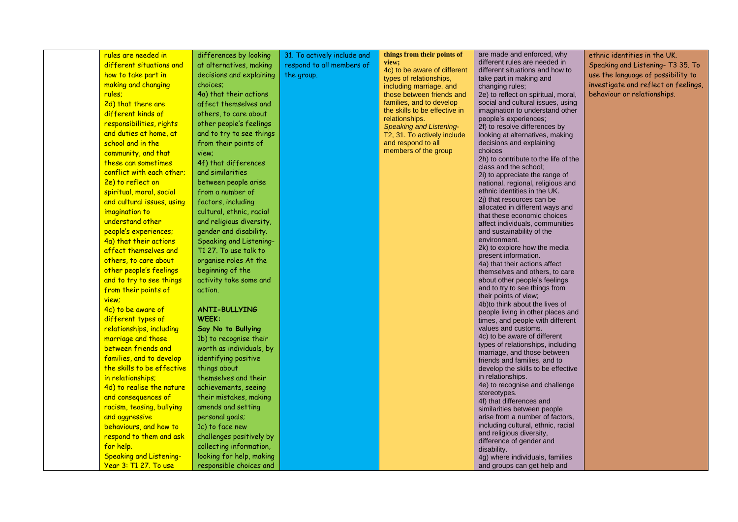| | | | | | | |
|---|---|---|---|---|---|---|
| | rules are needed in different situations and how to take part in making and changing rules;<br>2d) that there are different kinds of responsibilities, rights and duties at home, at school and in the community, and that these can sometimes conflict with each other;<br>2e) to reflect on spiritual, moral, social and cultural issues, using imagination to understand other people's experiences;<br>4a) that their actions affect themselves and others, to care about other people's feelings and to try to see things from their points of view;<br>4c) to be aware of different types of relationships, including marriage and those between friends and families, and to develop the skills to be effective in relationships;<br>4d) to realise the nature and consequences of racism, teasing, bullying and aggressive behaviours, and how to respond to them and ask for help.<br>Speaking and Listening- Year 3: T1 27. To use | differences by looking at alternatives, making decisions and explaining choices;<br>4a) that their actions affect themselves and others, to care about other people's feelings and to try to see things from their points of view;<br>4f) that differences and similarities between people arise from a number of factors, including cultural, ethnic, racial and religious diversity, gender and disability.<br>Speaking and Listening- T1 27. To use talk to organise roles At the beginning of the activity take some and action.<br><br>**ANTI-BULLYING WEEK:**<br>**Say No to Bullying**<br>1b) to recognise their worth as individuals, by identifying positive things about themselves and their achievements, seeing their mistakes, making amends and setting personal goals;<br>1c) to face new challenges positively by collecting information, looking for help, making responsible choices and | 31. To actively include and respond to all members of the group. | **things from their points of view;**<br>4c) to be aware of different types of relationships, including marriage, and those between friends and families, and to develop the skills to be effective in relationships.<br>*Speaking and Listening-* T2, 31. To actively include and respond to all members of the group | are made and enforced, why different rules are needed in different situations and how to take part in making and changing rules;<br>2e) to reflect on spiritual, moral, social and cultural issues, using imagination to understand other people's experiences;<br>2f) to resolve differences by looking at alternatives, making decisions and explaining choices<br>2h) to contribute to the life of the class and the school;<br>2i) to appreciate the range of national, regional, religious and ethnic identities in the UK.<br>2j) that resources can be allocated in different ways and that these economic choices affect individuals, communities and sustainability of the environment.<br>2k) to explore how the media present information.<br>4a) that their actions affect themselves and others, to care about other people's feelings and to try to see things from their points of view;<br>4b)to think about the lives of people living in other places and times, and people with different values and customs.<br>4c) to be aware of different types of relationships, including marriage, and those between friends and families, and to develop the skills to be effective in relationships.<br>4e) to recognise and challenge stereotypes.<br>4f) that differences and similarities between people arise from a number of factors, including cultural, ethnic, racial and religious diversity, difference of gender and disability.<br>4g) where individuals, families and groups can get help and | ethnic identities in the UK.<br>Speaking and Listening- T3 35. To use the language of possibility to investigate and reflect on feelings, behaviour or relationships. |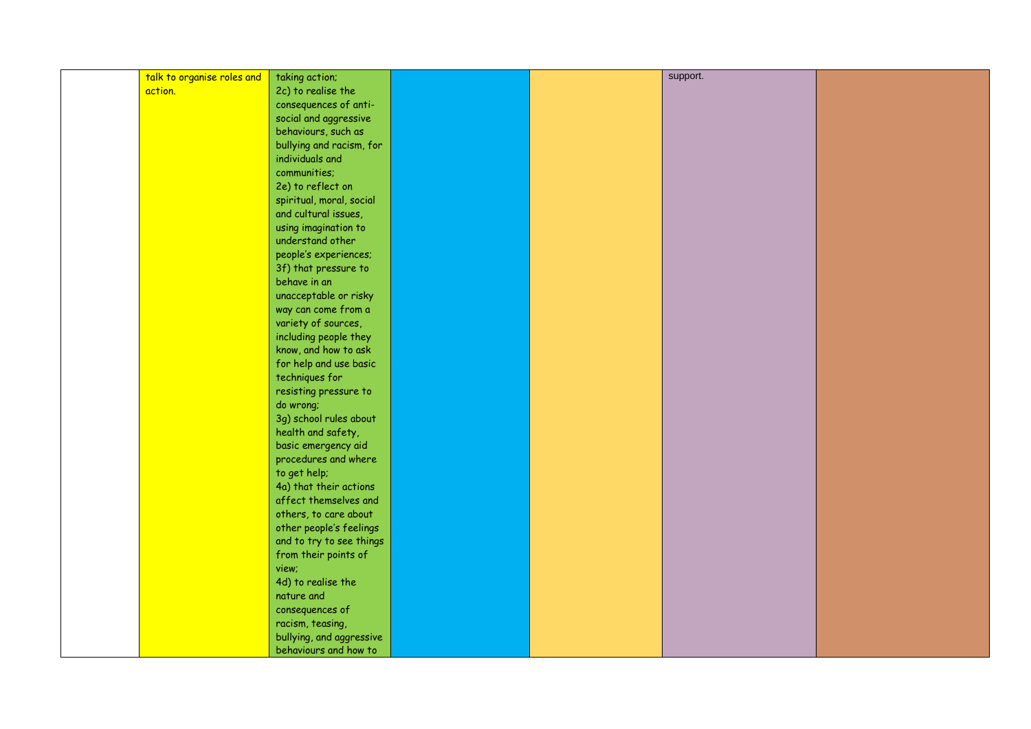|  |  |  |  |  |  |  |
|---|---|---|---|---|---|---|
|  | talk to organise roles and action. | taking action; 2c) to realise the consequences of anti-social and aggressive behaviours, such as bullying and racism, for individuals and communities; 2e) to reflect on spiritual, moral, social and cultural issues, using imagination to understand other people's experiences; 3f) that pressure to behave in an unacceptable or risky way can come from a variety of sources, including people they know, and how to ask for help and use basic techniques for resisting pressure to do wrong; 3g) school rules about health and safety, basic emergency aid procedures and where to get help; 4a) that their actions affect themselves and others, to care about other people's feelings and to try to see things from their points of view; 4d) to realise the nature and consequences of racism, teasing, bullying, and aggressive behaviours and how to |  |  | support. |  |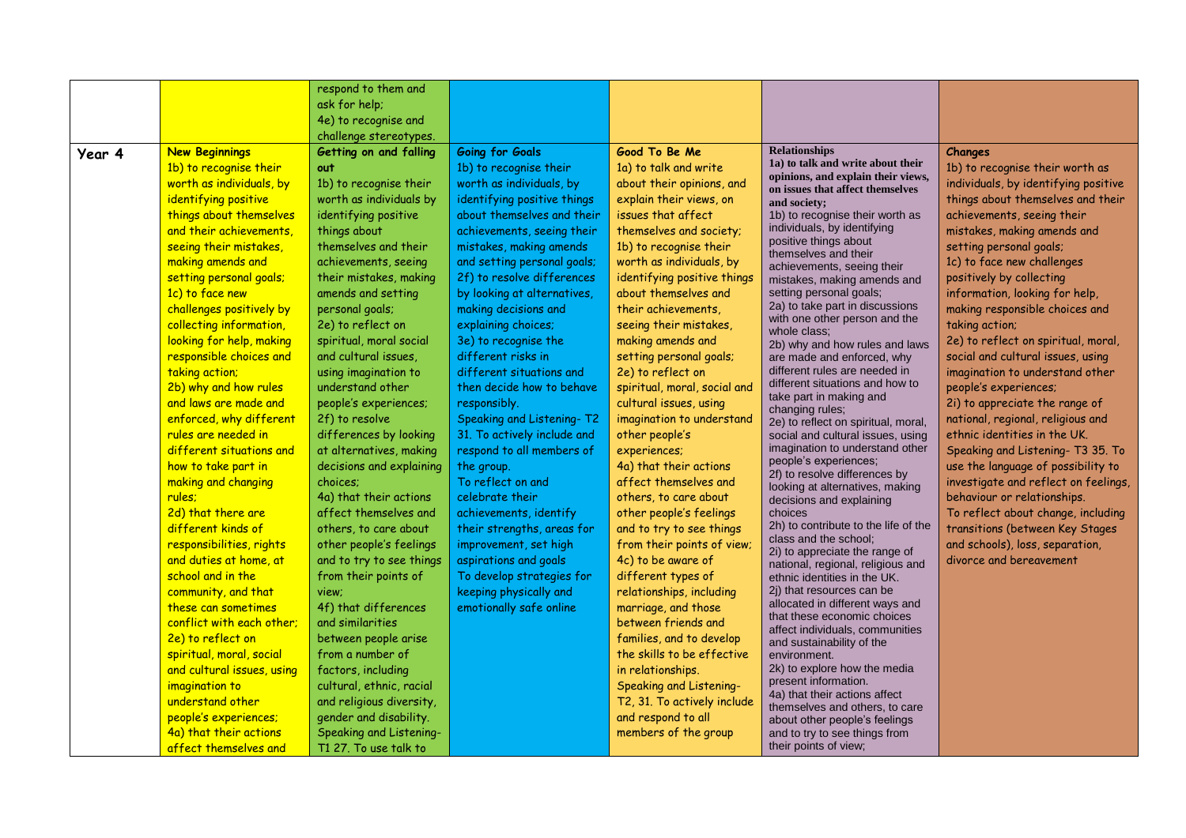| | | | | | | |
|---|---|---|---|---|---|---|
| | | respond to them and ask for help;<br>4e) to recognise and challenge stereotypes. | | | | |
| **Year 4** | **New Beginnings**<br>1b) to recognise their worth as individuals, by identifying positive things about themselves and their achievements, seeing their mistakes, making amends and setting personal goals;<br>1c) to face new challenges positively by collecting information, looking for help, making responsible choices and taking action;<br>2b) why and how rules and laws are made and enforced, why different rules are needed in different situations and how to take part in making and changing rules;<br>2d) that there are different kinds of responsibilities, rights and duties at home, at school and in the community, and that these can sometimes conflict with each other;<br>2e) to reflect on spiritual, moral, social and cultural issues, using imagination to understand other people's experiences;<br>4a) that their actions affect themselves and | **Getting on and falling out**<br>1b) to recognise their worth as individuals by identifying positive things about themselves and their achievements, seeing their mistakes, making amends and setting personal goals;<br>2e) to reflect on spiritual, moral social and cultural issues, using imagination to understand other people's experiences;<br>2f) to resolve differences by looking at alternatives, making decisions and explaining choices;<br>4a) that their actions affect themselves and others, to care about other people's feelings and to try to see things from their points of view;<br>4f) that differences and similarities between people arise from a number of factors, including cultural, ethnic, racial and religious diversity, gender and disability.<br>Speaking and Listening- T1 27. To use talk to | **Going for Goals**<br>1b) to recognise their worth as individuals, by identifying positive things about themselves and their achievements, seeing their mistakes, making amends and setting personal goals;<br>2f) to resolve differences by looking at alternatives, making decisions and explaining choices;<br>3e) to recognise the different risks in different situations and then decide how to behave responsibly.<br>Speaking and Listening- T2 31. To actively include and respond to all members of the group.<br>To reflect on and celebrate their achievements, identify their strengths, areas for improvement, set high aspirations and goals<br>To develop strategies for keeping physically and emotionally safe online | **Good To Be Me**<br>1a) to talk and write about their opinions, and explain their views, on issues that affect themselves and society;<br>1b) to recognise their worth as individuals, by identifying positive things about themselves and their achievements, seeing their mistakes, making amends and setting personal goals;<br>2e) to reflect on spiritual, moral, social and cultural issues, using imagination to understand other people's experiences;<br>4a) that their actions affect themselves and others, to care about other people's feelings and to try to see things from their points of view;<br>4c) to be aware of different types of relationships, including marriage, and those between friends and families, and to develop the skills to be effective in relationships.<br>Speaking and Listening- T2, 31. To actively include and respond to all members of the group | **Relationships**<br>**1a) to talk and write about their opinions, and explain their views, on issues that affect themselves and society;**<br>1b) to recognise their worth as individuals, by identifying positive things about themselves and their achievements, seeing their mistakes, making amends and setting personal goals;<br>2a) to take part in discussions with one other person and the whole class;<br>2b) why and how rules and laws are made and enforced, why different rules are needed in different situations and how to take part in making and changing rules;<br>2e) to reflect on spiritual, moral, social and cultural issues, using imagination to understand other people's experiences;<br>2f) to resolve differences by looking at alternatives, making decisions and explaining choices<br>2h) to contribute to the life of the class and the school;<br>2i) to appreciate the range of national, regional, religious and ethnic identities in the UK.<br>2j) that resources can be allocated in different ways and that these economic choices affect individuals, communities and sustainability of the environment.<br>2k) to explore how the media present information.<br>4a) that their actions affect themselves and others, to care about other people's feelings and to try to see things from their points of view; | **Changes**<br>1b) to recognise their worth as individuals, by identifying positive things about themselves and their achievements, seeing their mistakes, making amends and setting personal goals;<br>1c) to face new challenges positively by collecting information, looking for help, making responsible choices and taking action;<br>2e) to reflect on spiritual, moral, social and cultural issues, using imagination to understand other people's experiences;<br>2i) to appreciate the range of national, regional, religious and ethnic identities in the UK.<br>Speaking and Listening- T3 35. To use the language of possibility to investigate and reflect on feelings, behaviour or relationships.<br>To reflect about change, including transitions (between Key Stages and schools), loss, separation, divorce and bereavement |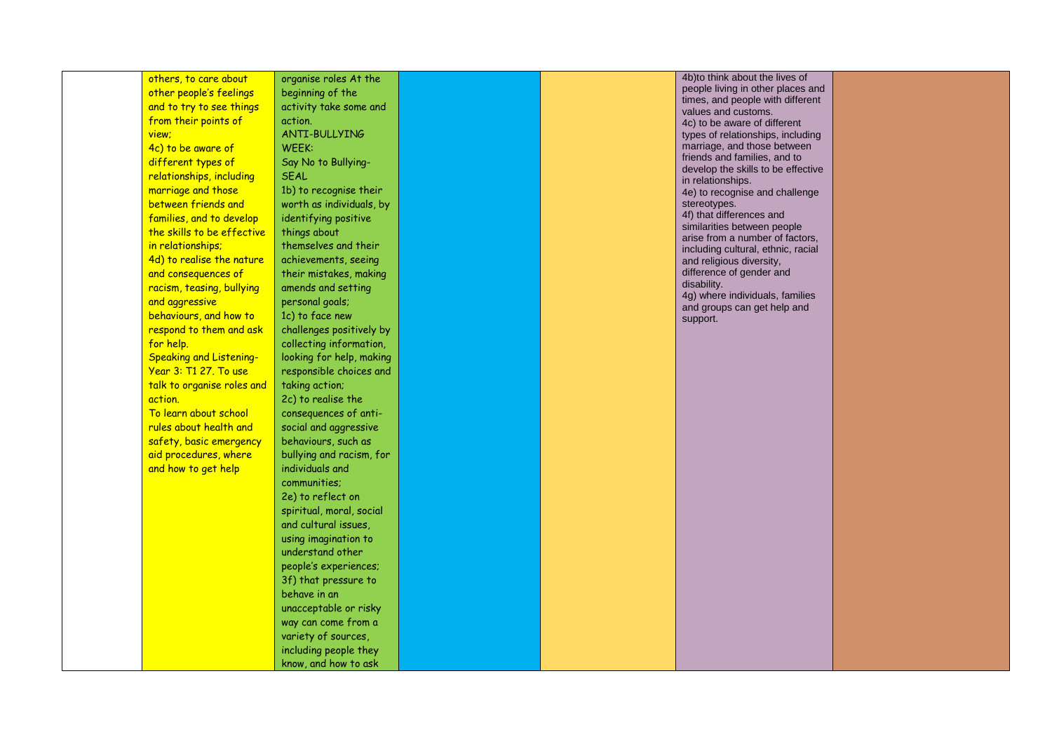|  |  |  |  |  |  |  |
|---|---|---|---|---|---|---|
|  | others, to care about other people's feelings and to try to see things from their points of view;<br>4c) to be aware of different types of relationships, including marriage and those between friends and families, and to develop the skills to be effective in relationships;<br>4d) to realise the nature and consequences of racism, teasing, bullying and aggressive behaviours, and how to respond to them and ask for help.<br>Speaking and Listening-Year 3: T1 27. To use talk to organise roles and action.<br>To learn about school rules about health and safety, basic emergency aid procedures, where and how to get help | organise roles At the beginning of the activity take some and action.<br>ANTI-BULLYING WEEK:<br>Say No to Bullying-SEAL<br>1b) to recognise their worth as individuals, by identifying positive things about themselves and their achievements, seeing their mistakes, making amends and setting personal goals;<br>1c) to face new challenges positively by collecting information, looking for help, making responsible choices and taking action;<br>2c) to realise the consequences of anti-social and aggressive behaviours, such as bullying and racism, for individuals and communities;<br>2e) to reflect on spiritual, moral, social and cultural issues, using imagination to understand other people's experiences;<br>3f) that pressure to behave in an unacceptable or risky way can come from a variety of sources, including people they know, and how to ask |  |  | 4b)to think about the lives of people living in other places and times, and people with different values and customs.<br>4c) to be aware of different types of relationships, including marriage, and those between friends and families, and to develop the skills to be effective in relationships.<br>4e) to recognise and challenge stereotypes.<br>4f) that differences and similarities between people arise from a number of factors, including cultural, ethnic, racial and religious diversity, difference of gender and disability.<br>4g) where individuals, families and groups can get help and support. |  |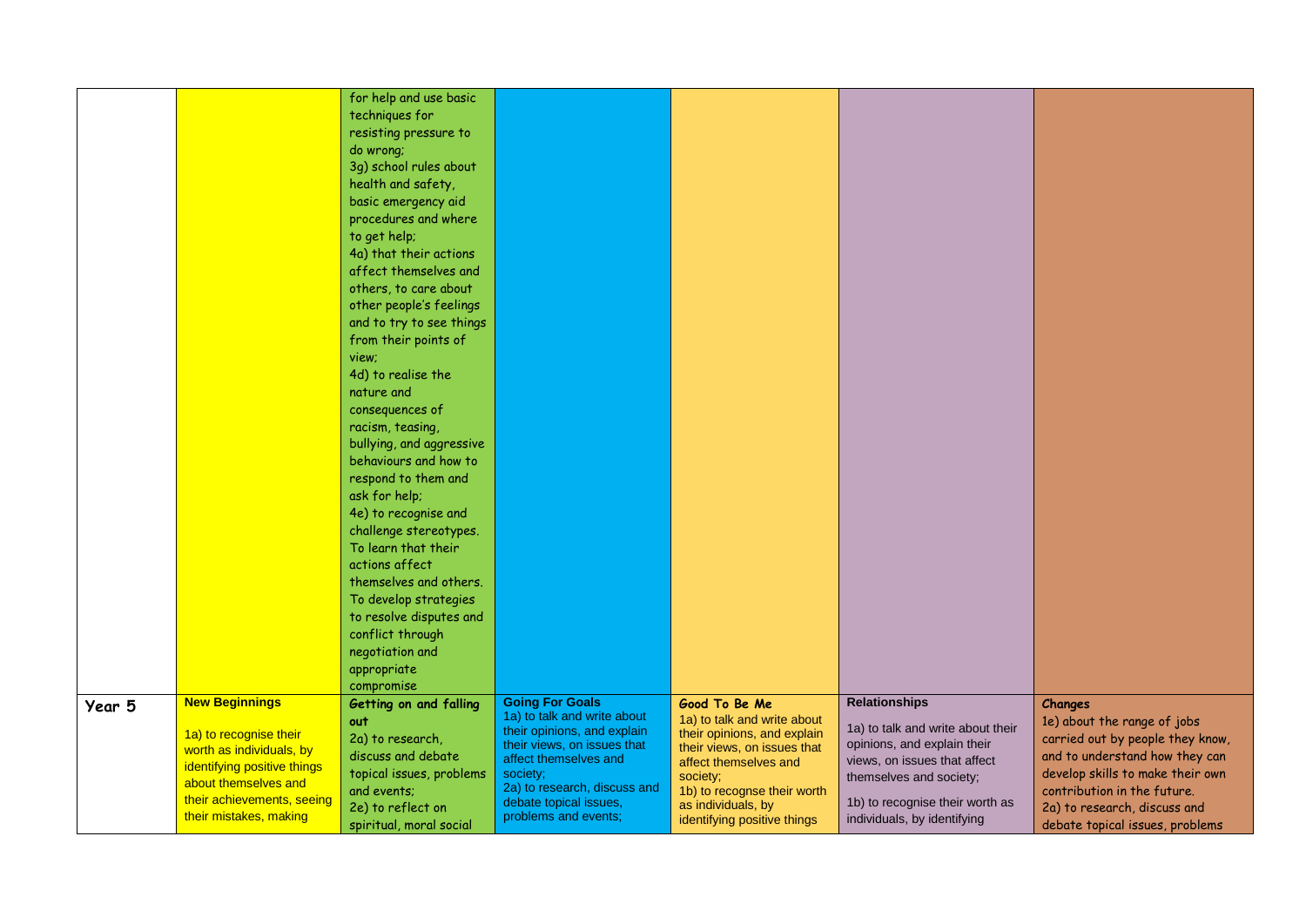|  |  |  |  |  |  |  |
|---|---|---|---|---|---|---|
|  |  | for help and use basic techniques for resisting pressure to do wrong;<br>3g) school rules about health and safety, basic emergency aid procedures and where to get help;<br>4a) that their actions affect themselves and others, to care about other people's feelings and to try to see things from their points of view;<br>4d) to realise the nature and consequences of racism, teasing, bullying, and aggressive behaviours and how to respond to them and ask for help;<br>4e) to recognise and challenge stereotypes. To learn that their actions affect themselves and others. To develop strategies to resolve disputes and conflict through negotiation and appropriate compromise |  |  |  |  |
| **Year 5** | **New Beginnings**<br><br>1a) to recognise their worth as individuals, by identifying positive things about themselves and their achievements, seeing their mistakes, making | **Getting on and falling out**<br>2a) to research, discuss and debate topical issues, problems and events;<br>2e) to reflect on spiritual, moral social | **Going For Goals**<br>1a) to talk and write about their opinions, and explain their views, on issues that affect themselves and society;<br>2a) to research, discuss and debate topical issues, problems and events; | **Good To Be Me**<br>1a) to talk and write about their opinions, and explain their views, on issues that affect themselves and society;<br>1b) to recognse their worth as individuals, by identifying positive things | **Relationships**<br><br>1a) to talk and write about their opinions, and explain their views, on issues that affect themselves and society;<br><br>1b) to recognise their worth as individuals, by identifying | **Changes**<br>1e) about the range of jobs carried out by people they know, and to understand how they can develop skills to make their own contribution in the future.<br>2a) to research, discuss and debate topical issues, problems |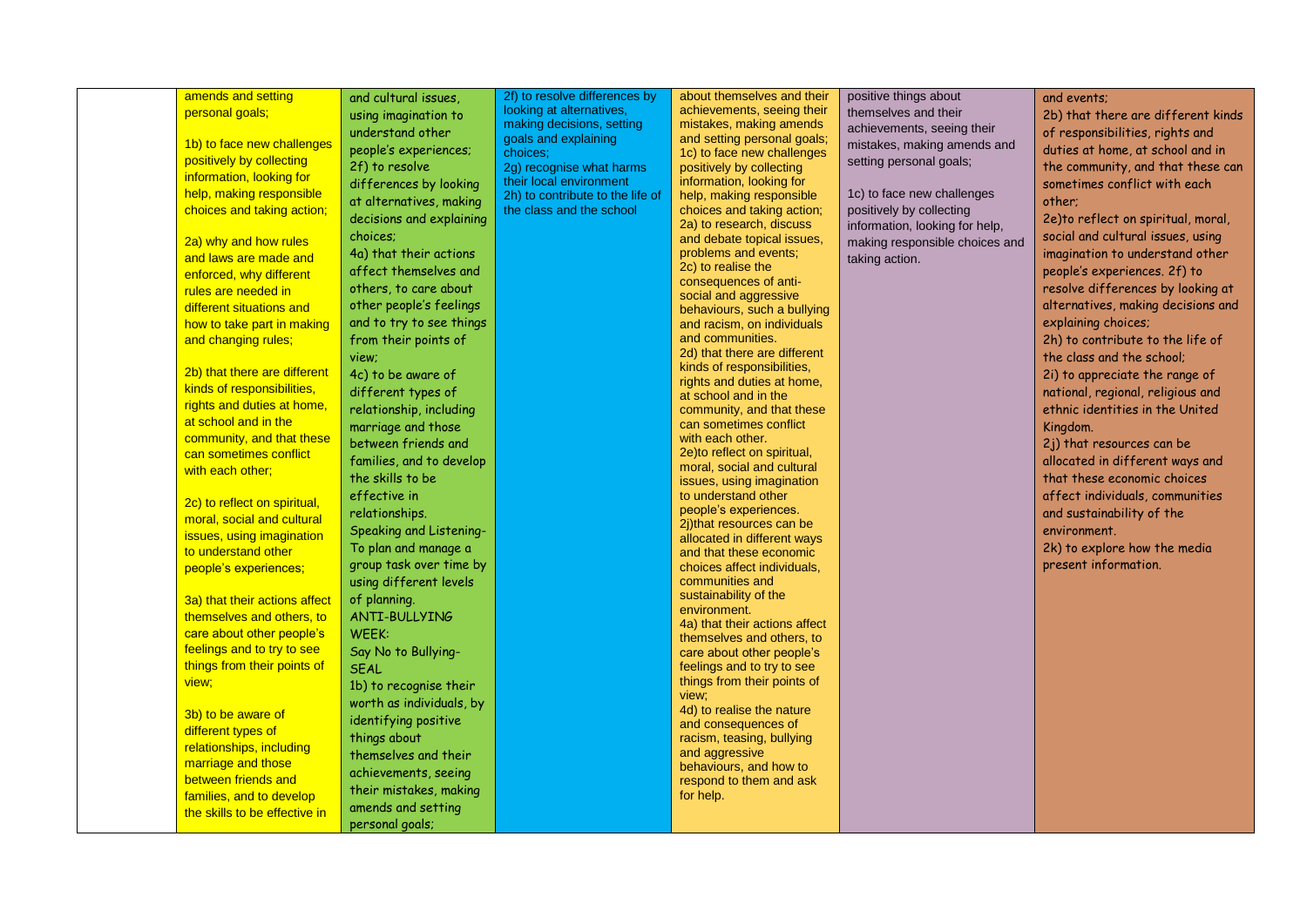| | | | | | | |
|---|---|---|---|---|---|---|
| | amends and setting personal goals;<br><br>1b) to face new challenges positively by collecting information, looking for help, making responsible choices and taking action;<br><br>2a) why and how rules and laws are made and enforced, why different rules are needed in different situations and how to take part in making and changing rules;<br><br>2b) that there are different kinds of responsibilities, rights and duties at home, at school and in the community, and that these can sometimes conflict with each other;<br><br>2c) to reflect on spiritual, moral, social and cultural issues, using imagination to understand other people's experiences;<br><br>3a) that their actions affect themselves and others, to care about other people's feelings and to try to see things from their points of view;<br><br>3b) to be aware of different types of relationships, including marriage and those between friends and families, and to develop the skills to be effective in | and cultural issues, using imagination to understand other people's experiences;<br>2f) to resolve differences by looking at alternatives, making decisions and explaining choices;<br>4a) that their actions affect themselves and others, to care about other people's feelings and to try to see things from their points of view;<br>4c) to be aware of different types of relationship, including marriage and those between friends and families, and to develop the skills to be effective in relationships.<br>Speaking and Listening-To plan and manage a group task over time by using different levels of planning.<br>ANTI-BULLYING WEEK:<br>Say No to Bullying-SEAL<br>1b) to recognise their worth as individuals, by identifying positive things about themselves and their achievements, seeing their mistakes, making amends and setting personal goals; | 2f) to resolve differences by looking at alternatives, making decisions, setting goals and explaining choices;<br>2g) recognise what harms their local environment<br>2h) to contribute to the life of the class and the school | about themselves and their achievements, seeing their mistakes, making amends and setting personal goals;<br>1c) to face new challenges positively by collecting information, looking for help, making responsible choices and taking action;<br>2a) to research, discuss and debate topical issues, problems and events;<br>2c) to realise the consequences of anti-social and aggressive behaviours, such a bullying and racism, on individuals and communities.<br>2d) that there are different kinds of responsibilities, rights and duties at home, at school and in the community, and that these can sometimes conflict with each other.<br>2e)to reflect on spiritual, moral, social and cultural issues, using imagination to understand other people's experiences.<br>2j)that resources can be allocated in different ways and that these economic choices affect individuals, communities and sustainability of the environment.<br>4a) that their actions affect themselves and others, to care about other people's feelings and to try to see things from their points of view;<br>4d) to realise the nature and consequences of racism, teasing, bullying and aggressive behaviours, and how to respond to them and ask for help. | positive things about themselves and their achievements, seeing their mistakes, making amends and setting personal goals;<br><br>1c) to face new challenges positively by collecting information, looking for help, making responsible choices and taking action. | and events;<br>2b) that there are different kinds of responsibilities, rights and duties at home, at school and in the community, and that these can sometimes conflict with each other;<br>2e)to reflect on spiritual, moral, social and cultural issues, using imagination to understand other people's experiences. 2f) to resolve differences by looking at alternatives, making decisions and explaining choices;<br>2h) to contribute to the life of the class and the school;<br>2i) to appreciate the range of national, regional, religious and ethnic identities in the United Kingdom.<br>2j) that resources can be allocated in different ways and that these economic choices affect individuals, communities and sustainability of the environment.<br>2k) to explore how the media present information. |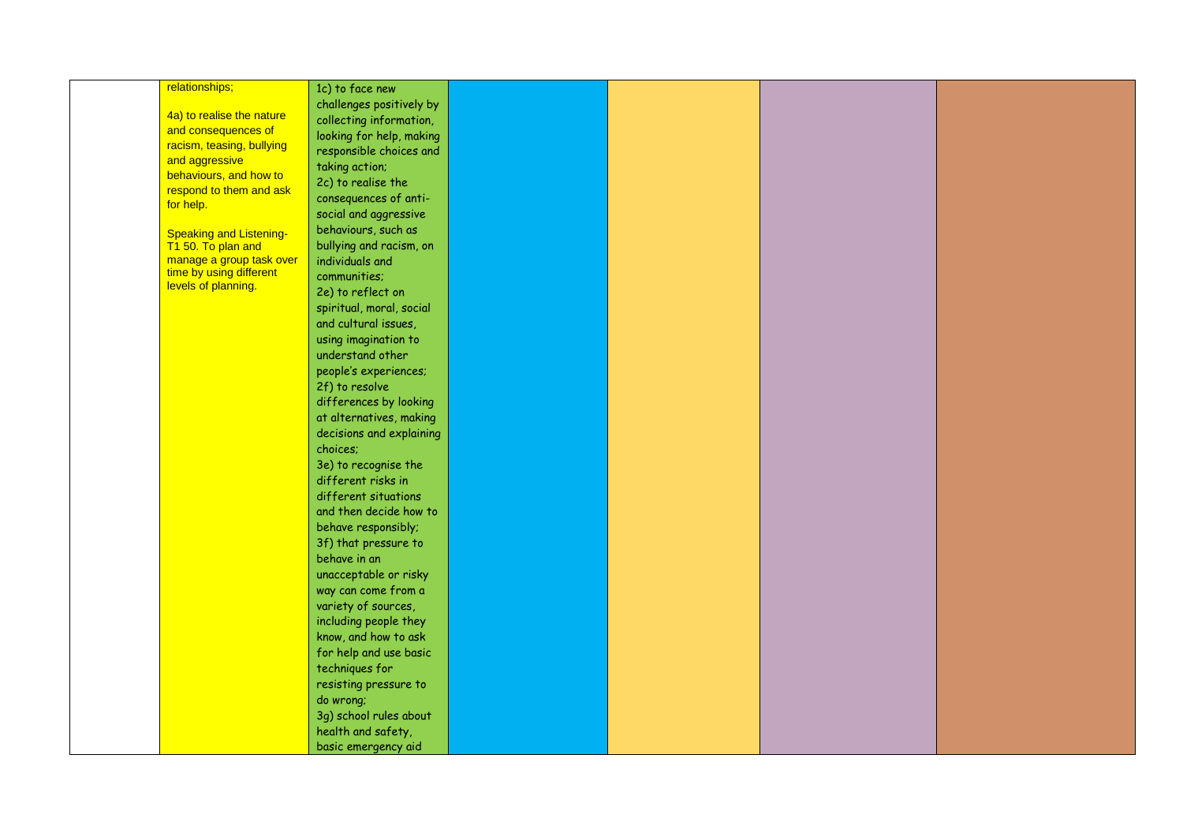|  |  |  |  |  |  |  |
|---|---|---|---|---|---|---|
|  | relationships;<br><br>4a) to realise the nature and consequences of racism, teasing, bullying and aggressive behaviours, and how to respond to them and ask for help.<br><br>Speaking and Listening- T1 50. To plan and manage a group task over time by using different levels of planning. | 1c) to face new challenges positively by collecting information, looking for help, making responsible choices and taking action;<br>2c) to realise the consequences of anti-social and aggressive behaviours, such as bullying and racism, on individuals and communities;<br>2e) to reflect on spiritual, moral, social and cultural issues, using imagination to understand other people's experiences;<br>2f) to resolve differences by looking at alternatives, making decisions and explaining choices;<br>3e) to recognise the different risks in different situations and then decide how to behave responsibly;<br>3f) that pressure to behave in an unacceptable or risky way can come from a variety of sources, including people they know, and how to ask for help and use basic techniques for resisting pressure to do wrong;<br>3g) school rules about health and safety, basic emergency aid |  |  |  |  |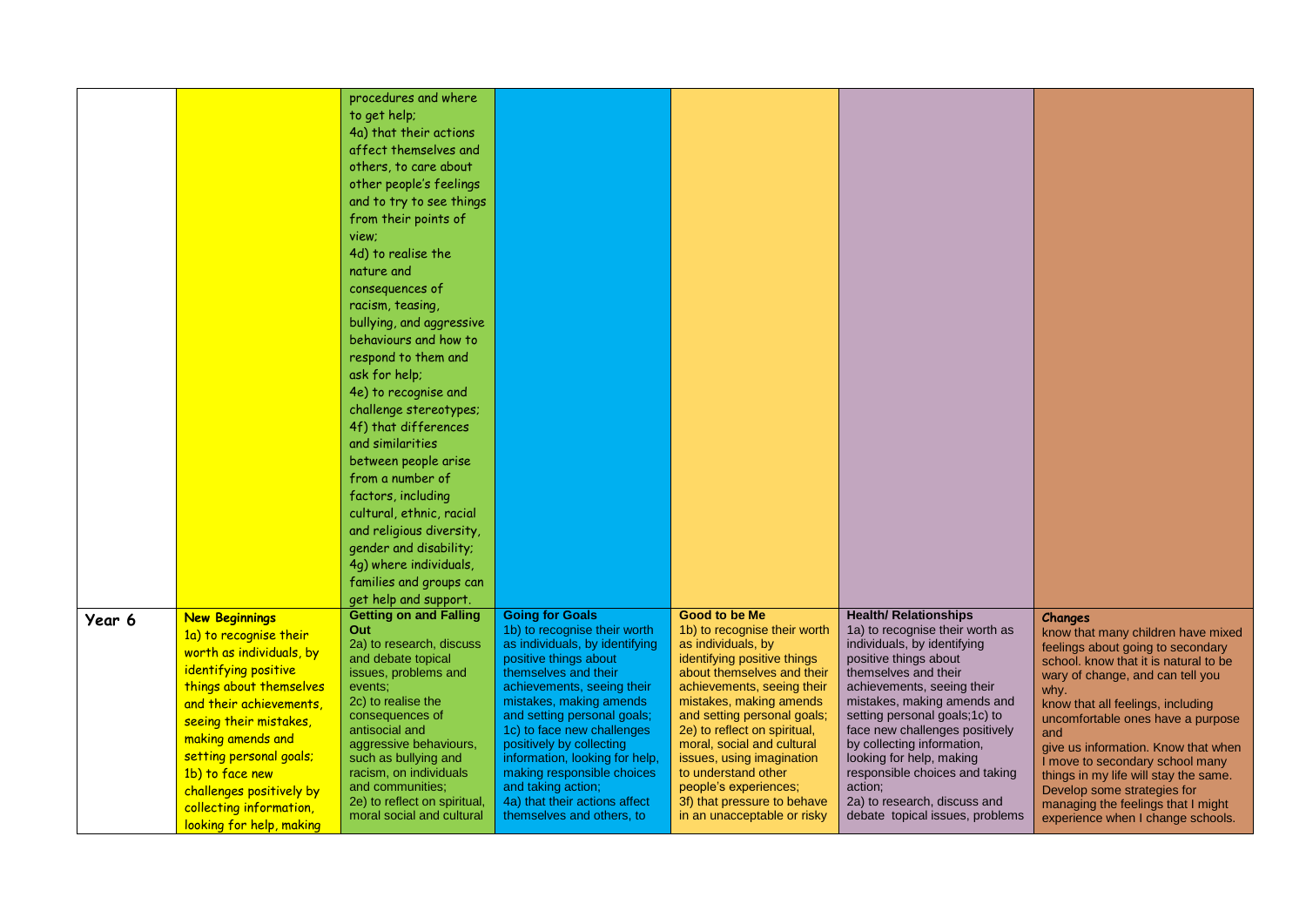|  |  |  |  |  |  |  |
|---|---|---|---|---|---|---|
|  |  | procedures and where to get help; 4a) that their actions affect themselves and others, to care about other people's feelings and to try to see things from their points of view; 4d) to realise the nature and consequences of racism, teasing, bullying, and aggressive behaviours and how to respond to them and ask for help; 4e) to recognise and challenge stereotypes; 4f) that differences and similarities between people arise from a number of factors, including cultural, ethnic, racial and religious diversity, gender and disability; 4g) where individuals, families and groups can get help and support. |  |  |  |  |
| **Year 6** | **New Beginnings** 1a) to recognise their worth as individuals, by identifying positive things about themselves and their achievements, seeing their mistakes, making amends and setting personal goals; 1b) to face new challenges positively by collecting information, looking for help, making | **Getting on and Falling Out** 2a) to research, discuss and debate topical issues, problems and events; 2c) to realise the consequences of antisocial and aggressive behaviours, such as bullying and racism, on individuals and communities; 2e) to reflect on spiritual, moral social and cultural | **Going for Goals** 1b) to recognise their worth as individuals, by identifying positive things about themselves and their achievements, seeing their mistakes, making amends and setting personal goals; 1c) to face new challenges positively by collecting information, looking for help, making responsible choices and taking action; 4a) that their actions affect themselves and others, to | **Good to be Me** 1b) to recognise their worth as individuals, by identifying positive things about themselves and their achievements, seeing their mistakes, making amends and setting personal goals; 2e) to reflect on spiritual, moral, social and cultural issues, using imagination to understand other people's experiences; 3f) that pressure to behave in an unacceptable or risky | **Health/ Relationships** 1a) to recognise their worth as individuals, by identifying positive things about themselves and their achievements, seeing their mistakes, making amends and setting personal goals;1c) to face new challenges positively by collecting information, looking for help, making responsible choices and taking action; 2a) to research, discuss and debate topical issues, problems | ***Changes*** know that many children have mixed feelings about going to secondary school. know that it is natural to be wary of change, and can tell you why. know that all feelings, including uncomfortable ones have a purpose and give us information. Know that when I move to secondary school many things in my life will stay the same. Develop some strategies for managing the feelings that I might experience when I change schools. |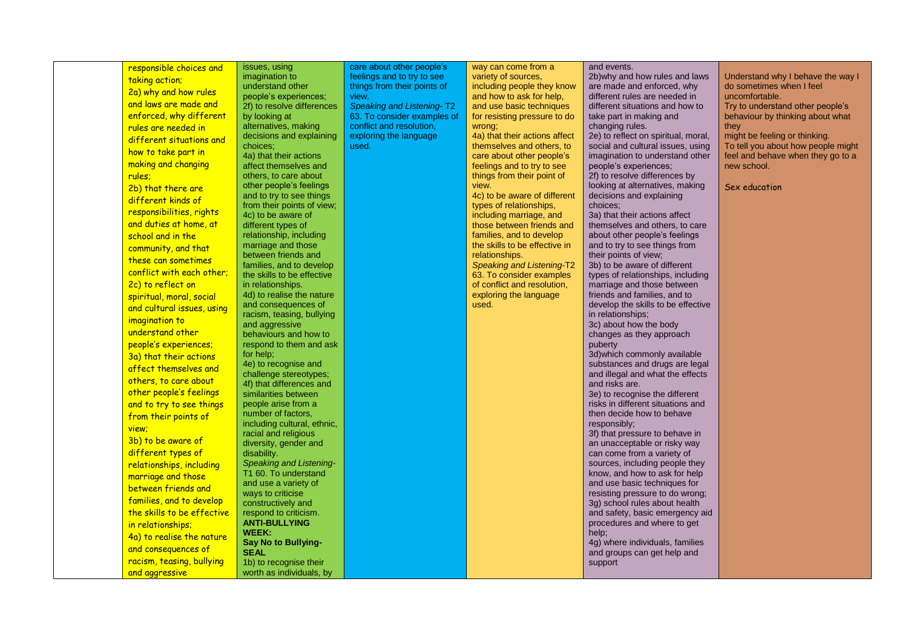| | | | | | | |
|---|---|---|---|---|---|---|
| | responsible choices and taking action;<br>2a) why and how rules and laws are made and enforced, why different rules are needed in different situations and how to take part in making and changing rules;<br>2b) that there are different kinds of responsibilities, rights and duties at home, at school and in the community, and that these can sometimes conflict with each other;<br>2c) to reflect on spiritual, moral, social and cultural issues, using imagination to understand other people's experiences;<br>3a) that their actions affect themselves and others, to care about other people's feelings and to try to see things from their points of view;<br>3b) to be aware of different types of relationships, including marriage and those between friends and families, and to develop the skills to be effective in relationships;<br>4a) to realise the nature and consequences of racism, teasing, bullying and aggressive | issues, using imagination to understand other people's experiences;<br>2f) to resolve differences by looking at alternatives, making decisions and explaining choices;<br>4a) that their actions affect themselves and others, to care about other people's feelings and to try to see things from their points of view;<br>4c) to be aware of different types of relationship, including marriage and those between friends and families, and to develop the skills to be effective in relationships.<br>4d) to realise the nature and consequences of racism, teasing, bullying and aggressive behaviours and how to respond to them and ask for help;<br>4e) to recognise and challenge stereotypes;<br>4f) that differences and similarities between people arise from a number of factors, including cultural, ethnic, racial and religious diversity, gender and disability.<br>*Speaking and Listening-* T1 60. To understand and use a variety of ways to criticise constructively and respond to criticism.<br>**ANTI-BULLYING WEEK:**<br>**Say No to Bullying-SEAL**<br>1b) to recognise their worth as individuals, by | care about other people's feelings and to try to see things from their points of view.<br>*Speaking and Listening-* T2 63. To consider examples of conflict and resolution, exploring the language used. | way can come from a variety of sources, including people they know and how to ask for help, and use basic techniques for resisting pressure to do wrong;<br>4a) that their actions affect themselves and others, to care about other people's feelings and to try to see things from their point of view.<br>4c) to be aware of different types of relationships, including marriage, and those between friends and families, and to develop the skills to be effective in relationships.<br>*Speaking and Listening-*T2 63. To consider examples of conflict and resolution, exploring the language used. | and events.<br>2b)why and how rules and laws are made and enforced, why different rules are needed in different situations and how to take part in making and changing rules.<br>2e) to reflect on spiritual, moral, social and cultural issues, using imagination to understand other people's experiences;<br>2f) to resolve differences by looking at alternatives, making decisions and explaining choices;<br>3a) that their actions affect themselves and others, to care about other people's feelings and to try to see things from their points of view;<br>3b) to be aware of different types of relationships, including marriage and those between friends and families, and to develop the skills to be effective in relationships;<br>3c) about how the body changes as they approach puberty<br>3d)which commonly available substances and drugs are legal and illegal and what the effects and risks are.<br>3e) to recognise the different risks in different situations and then decide how to behave responsibly;<br>3f) that pressure to behave in an unacceptable or risky way can come from a variety of sources, including people they know, and how to ask for help and use basic techniques for resisting pressure to do wrong;<br>3g) school rules about health and safety, basic emergency aid procedures and where to get help;<br>4g) where individuals, families and groups can get help and support | Understand why I behave the way I do sometimes when I feel uncomfortable.<br>Try to understand other people's behaviour by thinking about what they might be feeling or thinking.<br>To tell you about how people might feel and behave when they go to a new school.<br><br>Sex education |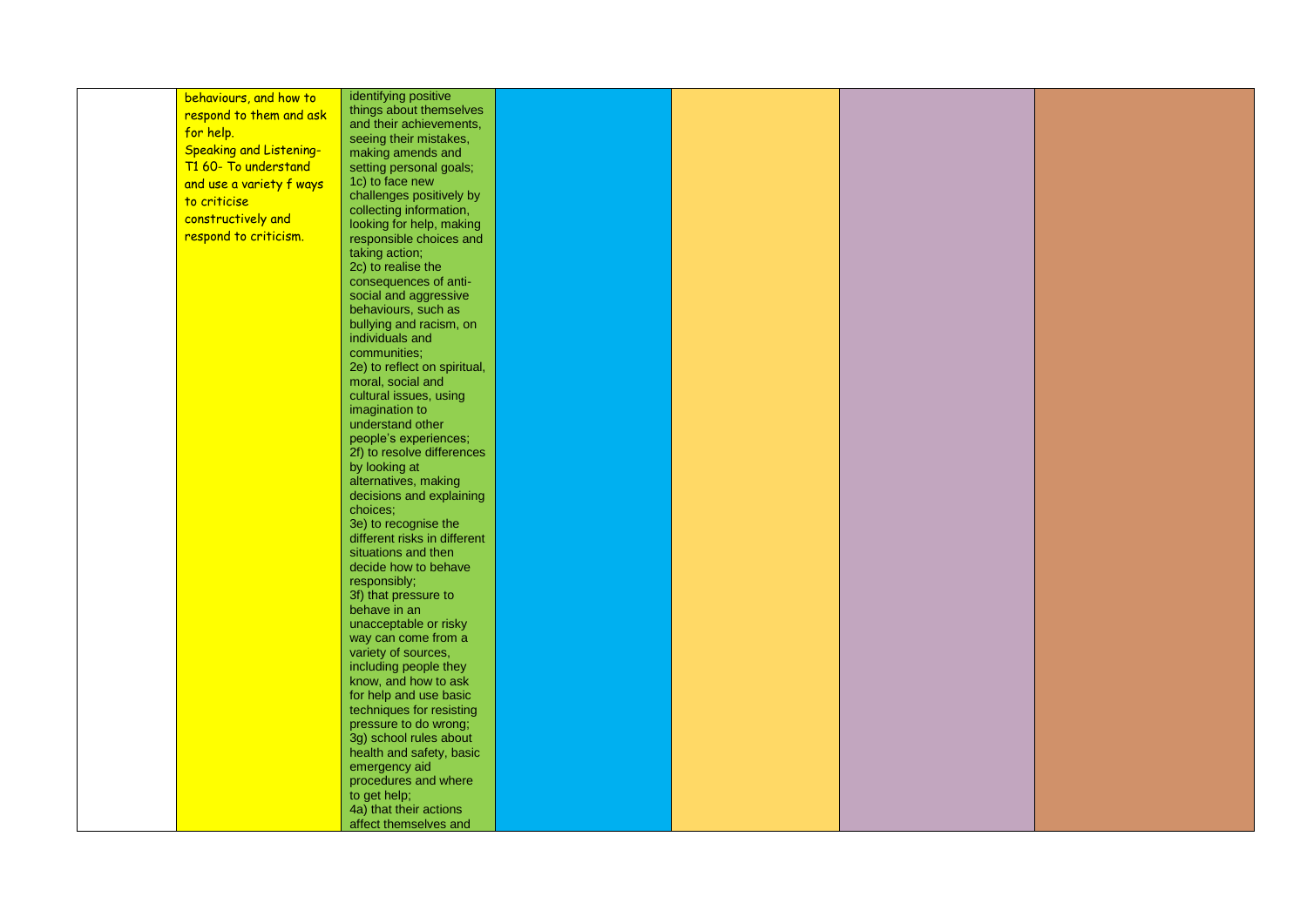|  |  |  |  |  |  |  |
|---|---|---|---|---|---|---|
|  | behaviours, and how to respond to them and ask for help.<br>Speaking and Listening- T1 60- To understand and use a variety f ways to criticise constructively and respond to criticism. | identifying positive things about themselves and their achievements, seeing their mistakes, making amends and setting personal goals;<br>1c) to face new challenges positively by collecting information, looking for help, making responsible choices and taking action;<br>2c) to realise the consequences of anti-social and aggressive behaviours, such as bullying and racism, on individuals and communities;<br>2e) to reflect on spiritual, moral, social and cultural issues, using imagination to understand other people's experiences;<br>2f) to resolve differences by looking at alternatives, making decisions and explaining choices;<br>3e) to recognise the different risks in different situations and then decide how to behave responsibly;<br>3f) that pressure to behave in an unacceptable or risky way can come from a variety of sources, including people they know, and how to ask for help and use basic techniques for resisting pressure to do wrong;<br>3g) school rules about health and safety, basic emergency aid procedures and where to get help;<br>4a) that their actions affect themselves and |  |  |  |  |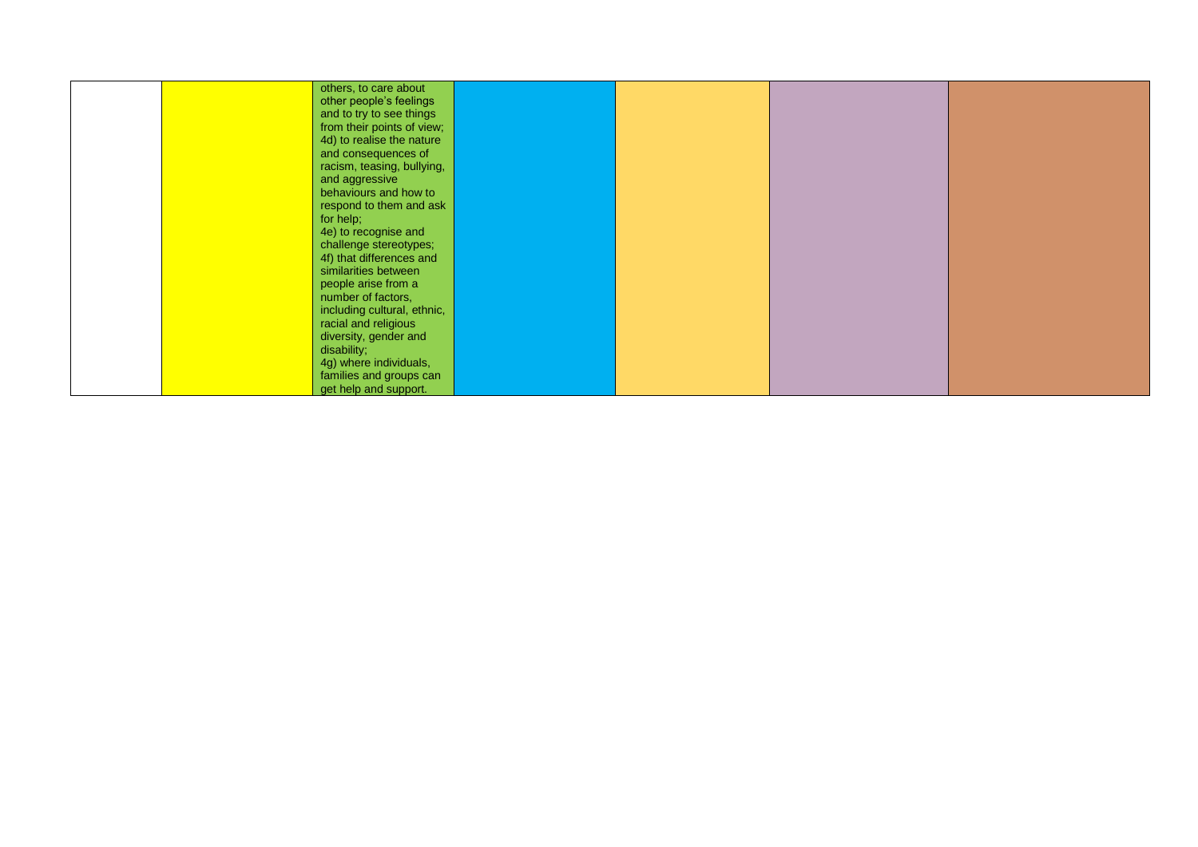| | | | | | | |
|---|---|---|---|---|---|---|
| | | others, to care about other people's feelings and to try to see things from their points of view; 4d) to realise the nature and consequences of racism, teasing, bullying, and aggressive behaviours and how to respond to them and ask for help; 4e) to recognise and challenge stereotypes; 4f) that differences and similarities between people arise from a number of factors, including cultural, ethnic, racial and religious diversity, gender and disability; 4g) where individuals, families and groups can get help and support. | | | | |